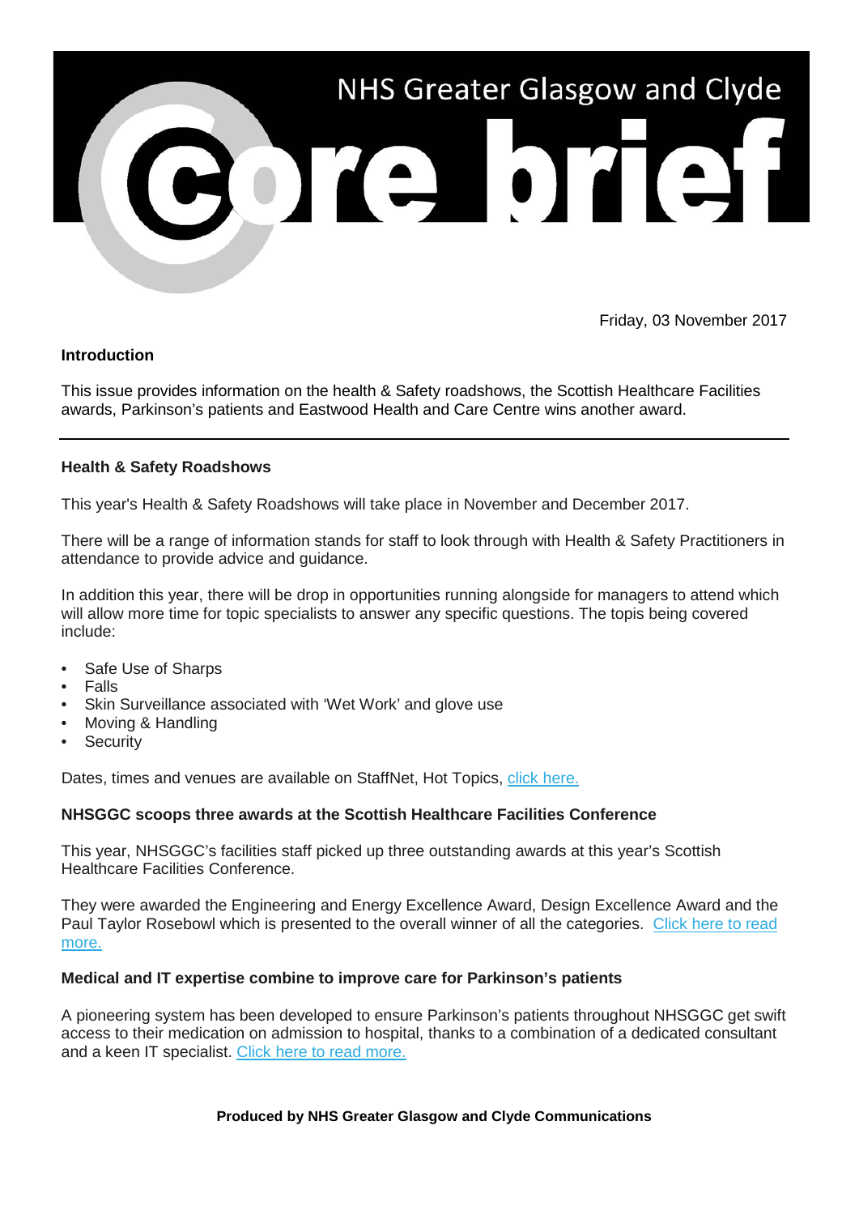# NHS Greater Glasgow and Clyde

# core brief

Friday, 03 November 2017

**Introduction**

This issue provides information on the health & Safety roadshows, the Scottish Healthcare Facilities awards, Parkinson's patients and Eastwood Health and Care Centre wins another award.

---

**Health & Safety Roadshows**

This year's Health & Safety Roadshows will take place in November and December 2017.

There will be a range of information stands for staff to look through with Health & Safety Practitioners in attendance to provide advice and guidance.

In addition this year, there will be drop in opportunities running alongside for managers to attend which will allow more time for topic specialists to answer any specific questions. The topis being covered include:

- Safe Use of Sharps
- Falls
- Skin Surveillance associated with 'Wet Work' and glove use
- Moving & Handling
- Security

Dates, times and venues are available on StaffNet, Hot Topics, click here.

**NHSGGC scoops three awards at the Scottish Healthcare Facilities Conference**

This year, NHSGGC's facilities staff picked up three outstanding awards at this year's Scottish Healthcare Facilities Conference.

They were awarded the Engineering and Energy Excellence Award, Design Excellence Award and the Paul Taylor Rosebowl which is presented to the overall winner of all the categories. Click here to read more.

**Medical and IT expertise combine to improve care for Parkinson's patients**

A pioneering system has been developed to ensure Parkinson's patients throughout NHSGGC get swift access to their medication on admission to hospital, thanks to a combination of a dedicated consultant and a keen IT specialist. Click here to read more.

**Produced by NHS Greater Glasgow and Clyde Communications**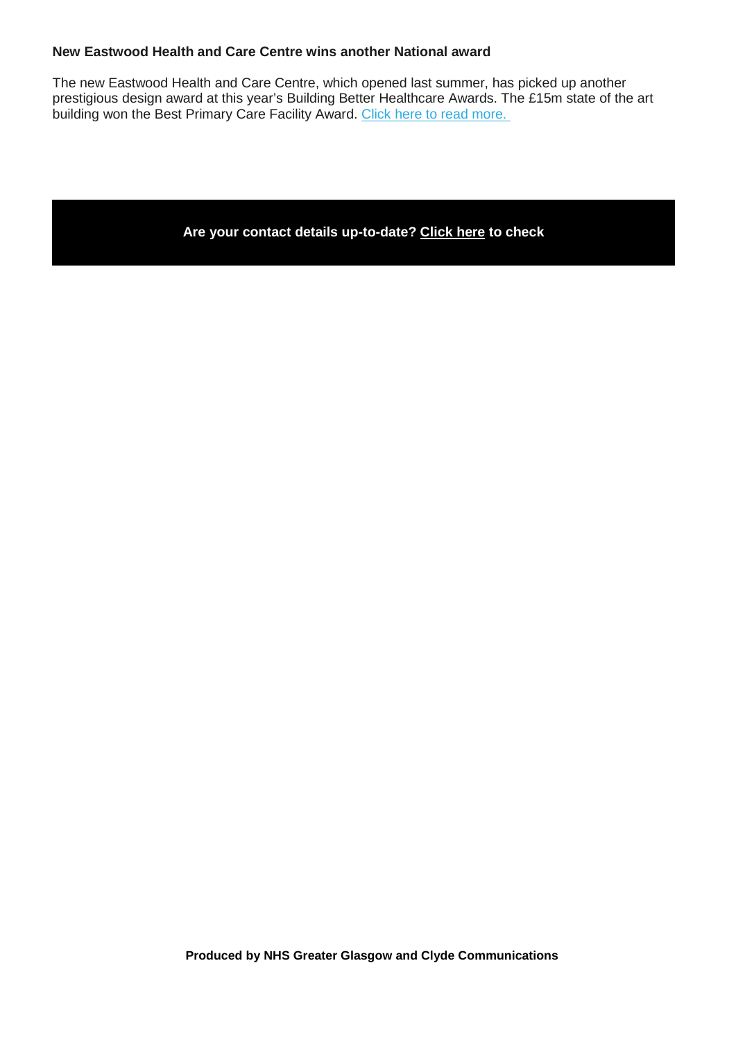**New Eastwood Health and Care Centre wins another National award**

The new Eastwood Health and Care Centre, which opened last summer, has picked up another prestigious design award at this year's Building Better Healthcare Awards. The £15m state of the art building won the Best Primary Care Facility Award. Click here to read more.

**Are your contact details up-to-date? Click here to check**

**Produced by NHS Greater Glasgow and Clyde Communications**